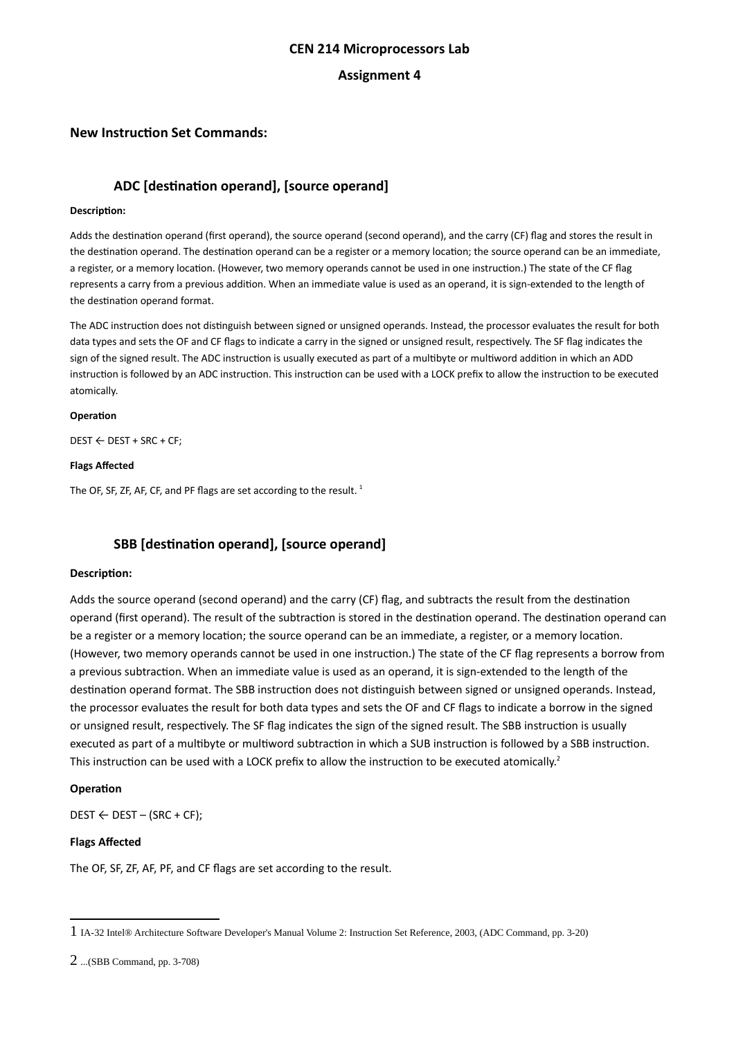# CEN 214 Microprocessors Lab

## Assignment 4

## New Instruction Set Commands:

### ADC [destination operand], [source operand]

**Description:**

Adds the destination operand (first operand), the source operand (second operand), and the carry (CF) flag and stores the result in the destination operand. The destination operand can be a register or a memory location; the source operand can be an immediate, a register, or a memory location. (However, two memory operands cannot be used in one instruction.) The state of the CF flag represents a carry from a previous addition. When an immediate value is used as an operand, it is sign-extended to the length of the destination operand format.

The ADC instruction does not distinguish between signed or unsigned operands. Instead, the processor evaluates the result for both data types and sets the OF and CF flags to indicate a carry in the signed or unsigned result, respectively. The SF flag indicates the sign of the signed result. The ADC instruction is usually executed as part of a multibyte or multiword addition in which an ADD instruction is followed by an ADC instruction. This instruction can be used with a LOCK prefix to allow the instruction to be executed atomically.

**Operation**

DEST ← DEST + SRC + CF;

**Flags Affected**

The OF, SF, ZF, AF, CF, and PF flags are set according to the result. [1]

### SBB [destination operand], [source operand]

**Description:**

Adds the source operand (second operand) and the carry (CF) flag, and subtracts the result from the destination operand (first operand). The result of the subtraction is stored in the destination operand. The destination operand can be a register or a memory location; the source operand can be an immediate, a register, or a memory location. (However, two memory operands cannot be used in one instruction.) The state of the CF flag represents a borrow from a previous subtraction. When an immediate value is used as an operand, it is sign-extended to the length of the destination operand format. The SBB instruction does not distinguish between signed or unsigned operands. Instead, the processor evaluates the result for both data types and sets the OF and CF flags to indicate a borrow in the signed or unsigned result, respectively. The SF flag indicates the sign of the signed result. The SBB instruction is usually executed as part of a multibyte or multiword subtraction in which a SUB instruction is followed by a SBB instruction. This instruction can be used with a LOCK prefix to allow the instruction to be executed atomically.[2]

**Operation**

DEST ← DEST – (SRC + CF);

**Flags Affected**

The OF, SF, ZF, AF, PF, and CF flags are set according to the result.

---

1 IA-32 Intel® Architecture Software Developer's Manual Volume 2: Instruction Set Reference, 2003, (ADC Command, pp. 3-20)

2 ...(SBB Command, pp. 3-708)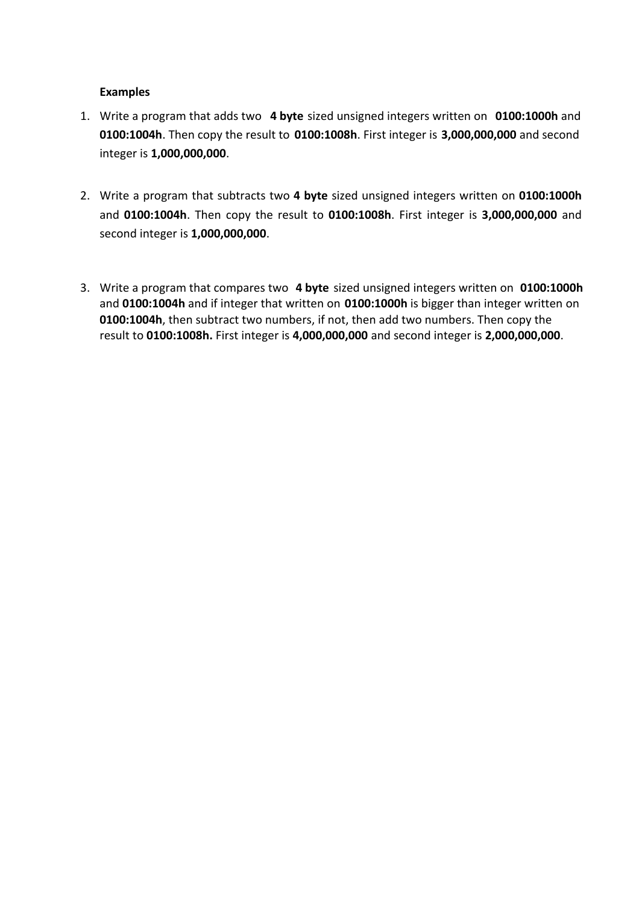**Examples**

1. Write a program that adds two **4 byte** sized unsigned integers written on **0100:1000h** and **0100:1004h**. Then copy the result to **0100:1008h**. First integer is **3,000,000,000** and second integer is **1,000,000,000**.

2. Write a program that subtracts two **4 byte** sized unsigned integers written on **0100:1000h** and **0100:1004h**. Then copy the result to **0100:1008h**. First integer is **3,000,000,000** and second integer is **1,000,000,000**.

3. Write a program that compares two **4 byte** sized unsigned integers written on **0100:1000h** and **0100:1004h** and if integer that written on **0100:1000h** is bigger than integer written on **0100:1004h**, then subtract two numbers, if not, then add two numbers. Then copy the result to **0100:1008h.** First integer is **4,000,000,000** and second integer is **2,000,000,000**.